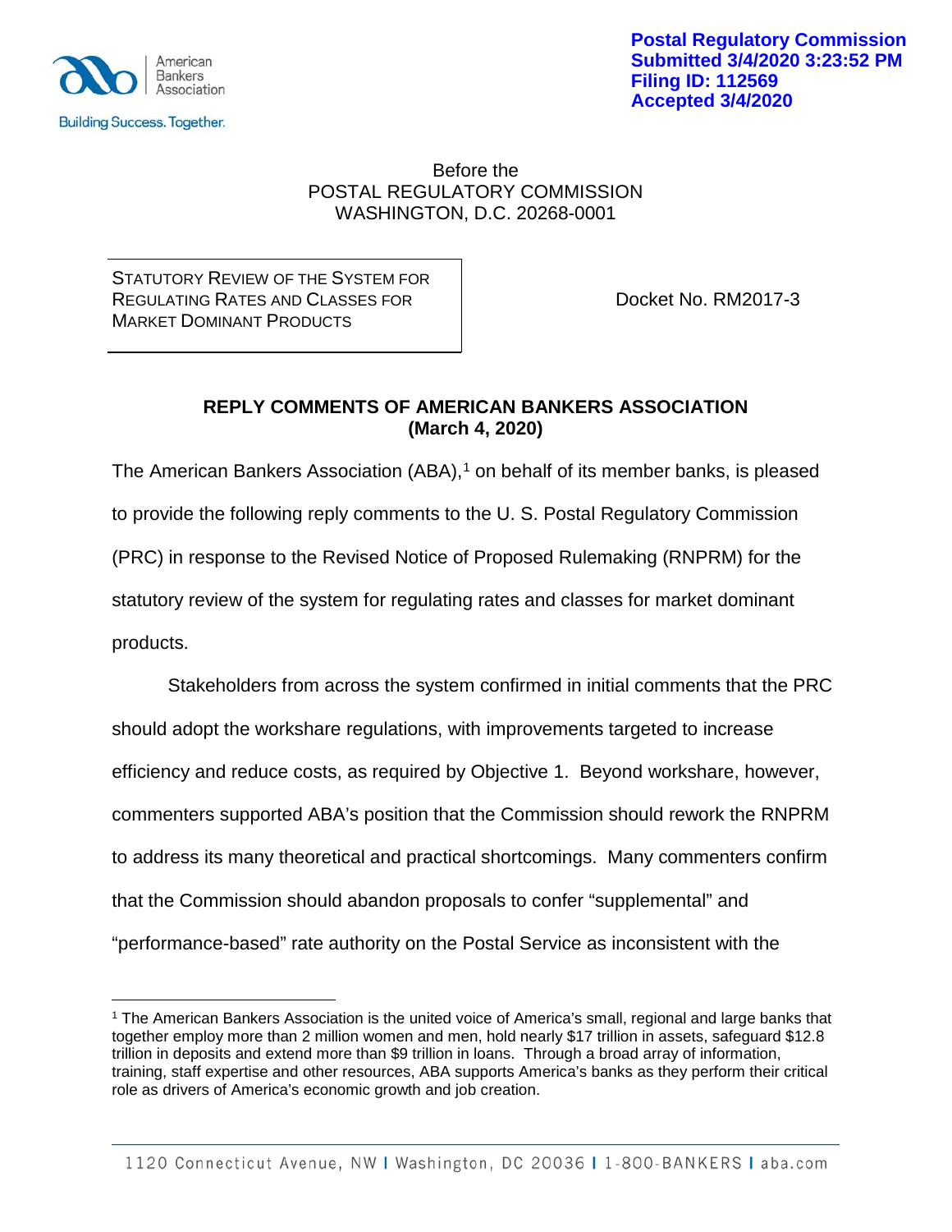American Bankers Association

Building Success. Together.

**Postal Regulatory Commission**
**Submitted 3/4/2020 3:23:52 PM**
**Filing ID: 112569**
**Accepted 3/4/2020**

Before the
POSTAL REGULATORY COMMISSION
WASHINGTON, D.C. 20268-0001

| STATUTORY REVIEW OF THE SYSTEM FOR REGULATING RATES AND CLASSES FOR MARKET DOMINANT PRODUCTS | Docket No. RM2017-3 |
| --- | --- |

**REPLY COMMENTS OF AMERICAN BANKERS ASSOCIATION**
**(March 4, 2020)**

The American Bankers Association (ABA),[1] on behalf of its member banks, is pleased to provide the following reply comments to the U. S. Postal Regulatory Commission (PRC) in response to the Revised Notice of Proposed Rulemaking (RNPRM) for the statutory review of the system for regulating rates and classes for market dominant products.

Stakeholders from across the system confirmed in initial comments that the PRC should adopt the workshare regulations, with improvements targeted to increase efficiency and reduce costs, as required by Objective 1. Beyond workshare, however, commenters supported ABA's position that the Commission should rework the RNPRM to address its many theoretical and practical shortcomings. Many commenters confirm that the Commission should abandon proposals to confer "supplemental" and "performance-based" rate authority on the Postal Service as inconsistent with the

[1] The American Bankers Association is the united voice of America's small, regional and large banks that together employ more than 2 million women and men, hold nearly $17 trillion in assets, safeguard $12.8 trillion in deposits and extend more than $9 trillion in loans. Through a broad array of information, training, staff expertise and other resources, ABA supports America's banks as they perform their critical role as drivers of America's economic growth and job creation.

1120 Connecticut Avenue, NW | Washington, DC 20036 | 1-800-BANKERS | aba.com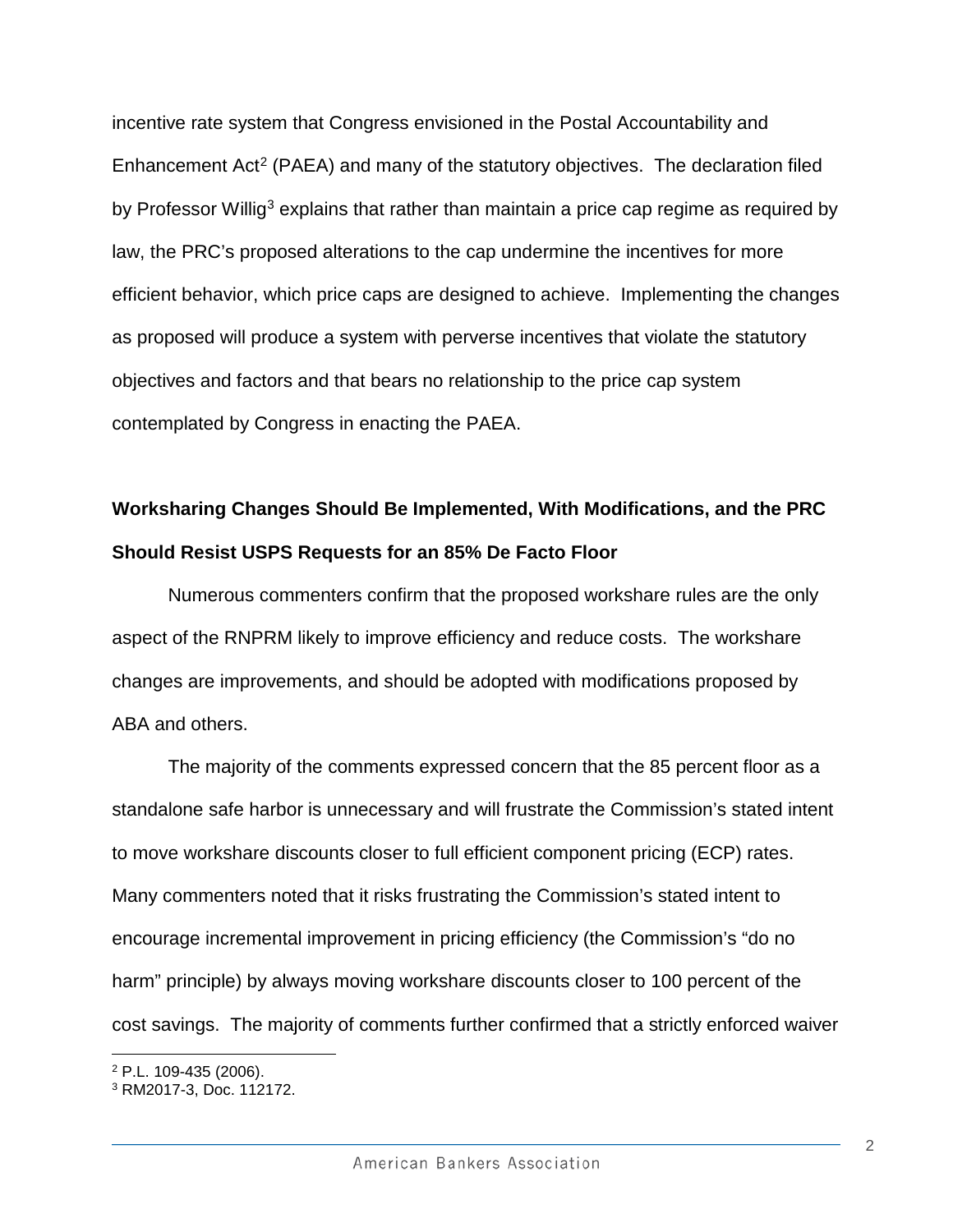incentive rate system that Congress envisioned in the Postal Accountability and Enhancement Act[2] (PAEA) and many of the statutory objectives. The declaration filed by Professor Willig[3] explains that rather than maintain a price cap regime as required by law, the PRC's proposed alterations to the cap undermine the incentives for more efficient behavior, which price caps are designed to achieve. Implementing the changes as proposed will produce a system with perverse incentives that violate the statutory objectives and factors and that bears no relationship to the price cap system contemplated by Congress in enacting the PAEA.

**Worksharing Changes Should Be Implemented, With Modifications, and the PRC Should Resist USPS Requests for an 85% De Facto Floor**

Numerous commenters confirm that the proposed workshare rules are the only aspect of the RNPRM likely to improve efficiency and reduce costs. The workshare changes are improvements, and should be adopted with modifications proposed by ABA and others.

The majority of the comments expressed concern that the 85 percent floor as a standalone safe harbor is unnecessary and will frustrate the Commission's stated intent to move workshare discounts closer to full efficient component pricing (ECP) rates. Many commenters noted that it risks frustrating the Commission's stated intent to encourage incremental improvement in pricing efficiency (the Commission's "do no harm" principle) by always moving workshare discounts closer to 100 percent of the cost savings. The majority of comments further confirmed that a strictly enforced waiver

[2] P.L. 109-435 (2006).

[3] RM2017-3, Doc. 112172.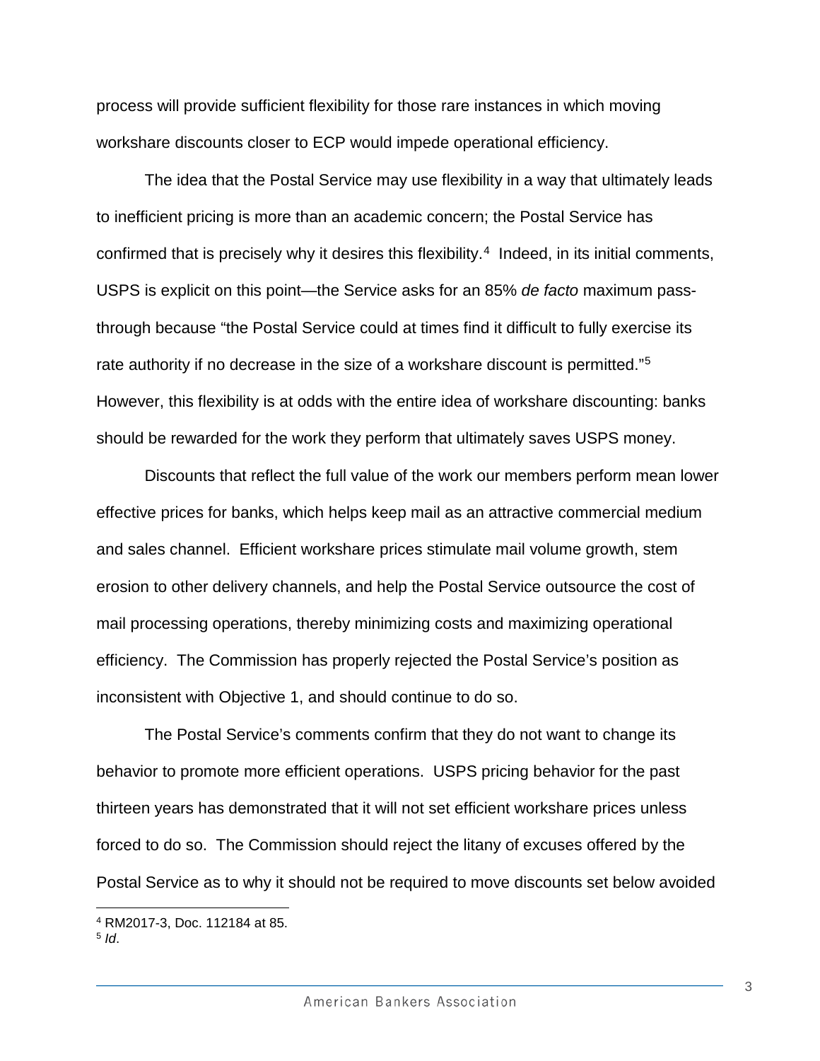process will provide sufficient flexibility for those rare instances in which moving workshare discounts closer to ECP would impede operational efficiency.

The idea that the Postal Service may use flexibility in a way that ultimately leads to inefficient pricing is more than an academic concern; the Postal Service has confirmed that is precisely why it desires this flexibility.[4] Indeed, in its initial comments, USPS is explicit on this point—the Service asks for an 85% *de facto* maximum pass-through because "the Postal Service could at times find it difficult to fully exercise its rate authority if no decrease in the size of a workshare discount is permitted."[5] However, this flexibility is at odds with the entire idea of workshare discounting: banks should be rewarded for the work they perform that ultimately saves USPS money.

Discounts that reflect the full value of the work our members perform mean lower effective prices for banks, which helps keep mail as an attractive commercial medium and sales channel. Efficient workshare prices stimulate mail volume growth, stem erosion to other delivery channels, and help the Postal Service outsource the cost of mail processing operations, thereby minimizing costs and maximizing operational efficiency. The Commission has properly rejected the Postal Service's position as inconsistent with Objective 1, and should continue to do so.

The Postal Service's comments confirm that they do not want to change its behavior to promote more efficient operations. USPS pricing behavior for the past thirteen years has demonstrated that it will not set efficient workshare prices unless forced to do so. The Commission should reject the litany of excuses offered by the Postal Service as to why it should not be required to move discounts set below avoided

[4] RM2017-3, Doc. 112184 at 85.
[5] *Id*.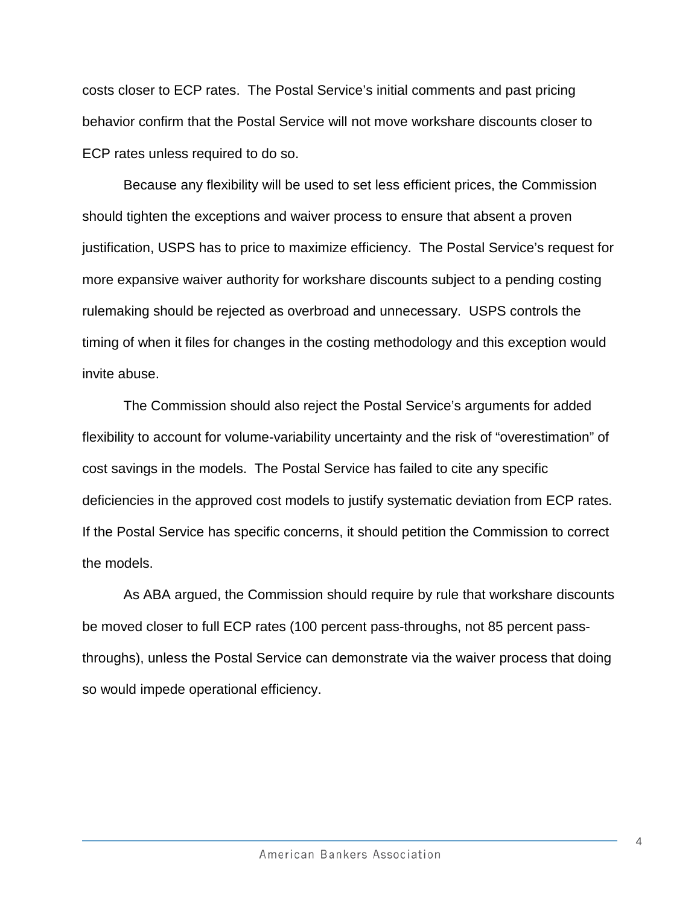costs closer to ECP rates. The Postal Service's initial comments and past pricing behavior confirm that the Postal Service will not move workshare discounts closer to ECP rates unless required to do so.

Because any flexibility will be used to set less efficient prices, the Commission should tighten the exceptions and waiver process to ensure that absent a proven justification, USPS has to price to maximize efficiency. The Postal Service's request for more expansive waiver authority for workshare discounts subject to a pending costing rulemaking should be rejected as overbroad and unnecessary. USPS controls the timing of when it files for changes in the costing methodology and this exception would invite abuse.

The Commission should also reject the Postal Service's arguments for added flexibility to account for volume-variability uncertainty and the risk of "overestimation" of cost savings in the models. The Postal Service has failed to cite any specific deficiencies in the approved cost models to justify systematic deviation from ECP rates. If the Postal Service has specific concerns, it should petition the Commission to correct the models.

As ABA argued, the Commission should require by rule that workshare discounts be moved closer to full ECP rates (100 percent pass-throughs, not 85 percent pass-throughs), unless the Postal Service can demonstrate via the waiver process that doing so would impede operational efficiency.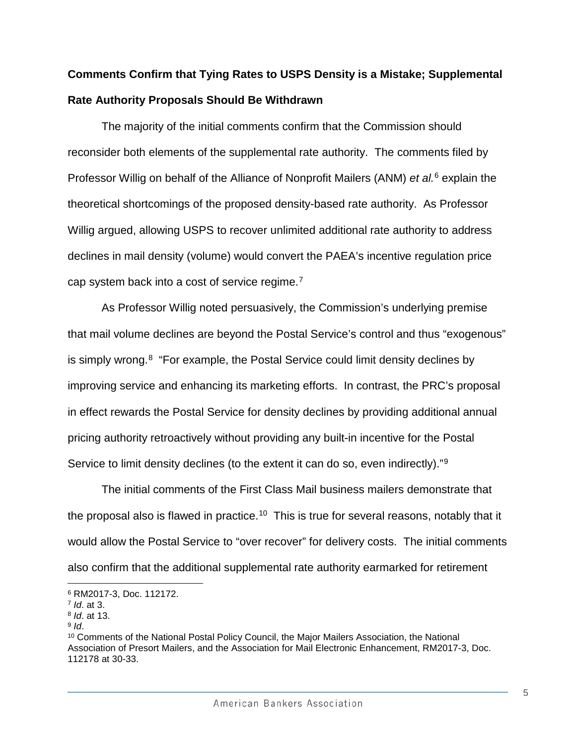**Comments Confirm that Tying Rates to USPS Density is a Mistake; Supplemental Rate Authority Proposals Should Be Withdrawn**

The majority of the initial comments confirm that the Commission should reconsider both elements of the supplemental rate authority. The comments filed by Professor Willig on behalf of the Alliance of Nonprofit Mailers (ANM) *et al.*[6] explain the theoretical shortcomings of the proposed density-based rate authority. As Professor Willig argued, allowing USPS to recover unlimited additional rate authority to address declines in mail density (volume) would convert the PAEA's incentive regulation price cap system back into a cost of service regime.[7]

As Professor Willig noted persuasively, the Commission's underlying premise that mail volume declines are beyond the Postal Service's control and thus "exogenous" is simply wrong.[8] "For example, the Postal Service could limit density declines by improving service and enhancing its marketing efforts. In contrast, the PRC's proposal in effect rewards the Postal Service for density declines by providing additional annual pricing authority retroactively without providing any built-in incentive for the Postal Service to limit density declines (to the extent it can do so, even indirectly)."[9]

The initial comments of the First Class Mail business mailers demonstrate that the proposal also is flawed in practice.[10] This is true for several reasons, notably that it would allow the Postal Service to "over recover" for delivery costs. The initial comments also confirm that the additional supplemental rate authority earmarked for retirement

---

[6] RM2017-3, Doc. 112172.

[7] *Id*. at 3.

[8] *Id*. at 13.

[9] *Id*.

[10] Comments of the National Postal Policy Council, the Major Mailers Association, the National Association of Presort Mailers, and the Association for Mail Electronic Enhancement, RM2017-3, Doc. 112178 at 30-33.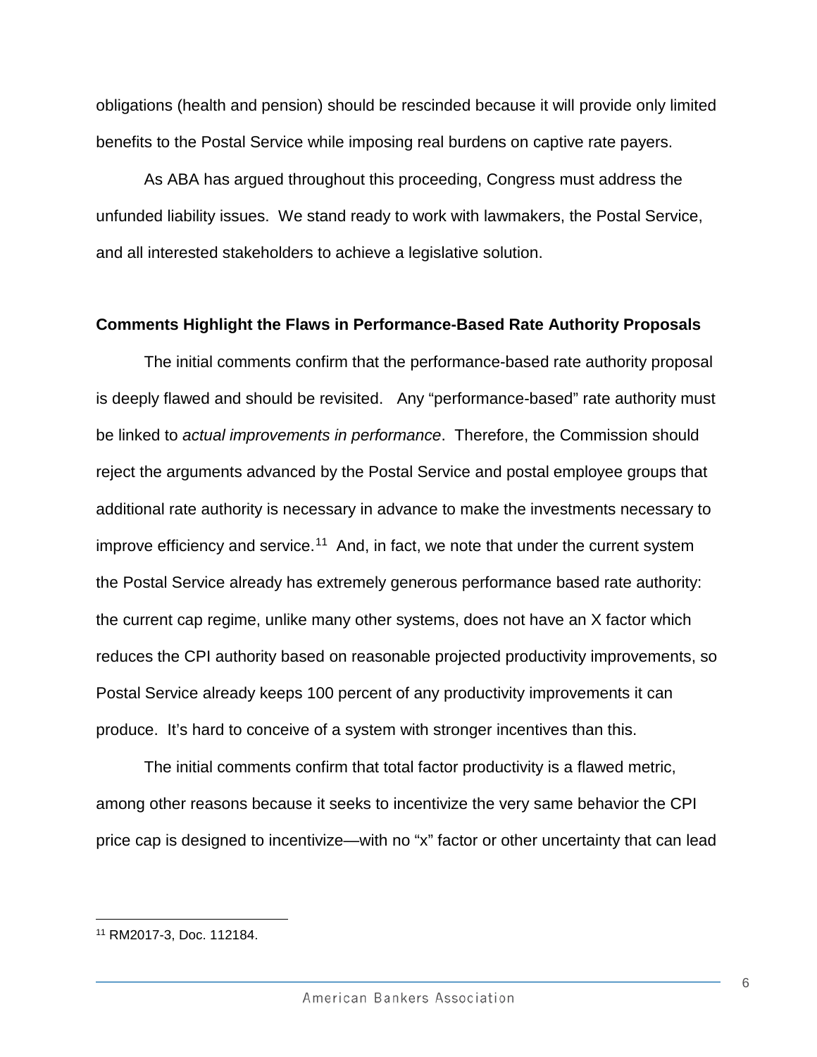obligations (health and pension) should be rescinded because it will provide only limited benefits to the Postal Service while imposing real burdens on captive rate payers.

As ABA has argued throughout this proceeding, Congress must address the unfunded liability issues. We stand ready to work with lawmakers, the Postal Service, and all interested stakeholders to achieve a legislative solution.

**Comments Highlight the Flaws in Performance-Based Rate Authority Proposals**

The initial comments confirm that the performance-based rate authority proposal is deeply flawed and should be revisited. Any "performance-based" rate authority must be linked to *actual improvements in performance*. Therefore, the Commission should reject the arguments advanced by the Postal Service and postal employee groups that additional rate authority is necessary in advance to make the investments necessary to improve efficiency and service.[11] And, in fact, we note that under the current system the Postal Service already has extremely generous performance based rate authority: the current cap regime, unlike many other systems, does not have an X factor which reduces the CPI authority based on reasonable projected productivity improvements, so Postal Service already keeps 100 percent of any productivity improvements it can produce. It's hard to conceive of a system with stronger incentives than this.

The initial comments confirm that total factor productivity is a flawed metric, among other reasons because it seeks to incentivize the very same behavior the CPI price cap is designed to incentivize—with no "x" factor or other uncertainty that can lead

[11] RM2017-3, Doc. 112184.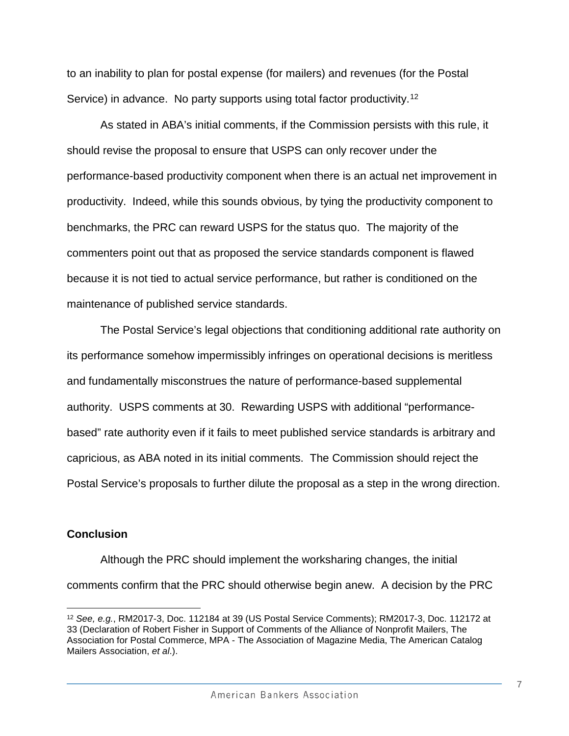to an inability to plan for postal expense (for mailers) and revenues (for the Postal Service) in advance. No party supports using total factor productivity.[12]

As stated in ABA's initial comments, if the Commission persists with this rule, it should revise the proposal to ensure that USPS can only recover under the performance-based productivity component when there is an actual net improvement in productivity. Indeed, while this sounds obvious, by tying the productivity component to benchmarks, the PRC can reward USPS for the status quo. The majority of the commenters point out that as proposed the service standards component is flawed because it is not tied to actual service performance, but rather is conditioned on the maintenance of published service standards.

The Postal Service's legal objections that conditioning additional rate authority on its performance somehow impermissibly infringes on operational decisions is meritless and fundamentally misconstrues the nature of performance-based supplemental authority. USPS comments at 30. Rewarding USPS with additional "performance-based" rate authority even if it fails to meet published service standards is arbitrary and capricious, as ABA noted in its initial comments. The Commission should reject the Postal Service's proposals to further dilute the proposal as a step in the wrong direction.

**Conclusion**

Although the PRC should implement the worksharing changes, the initial comments confirm that the PRC should otherwise begin anew. A decision by the PRC

---

[12] *See, e.g.*, RM2017-3, Doc. 112184 at 39 (US Postal Service Comments); RM2017-3, Doc. 112172 at 33 (Declaration of Robert Fisher in Support of Comments of the Alliance of Nonprofit Mailers, The Association for Postal Commerce, MPA - The Association of Magazine Media, The American Catalog Mailers Association, *et al*.).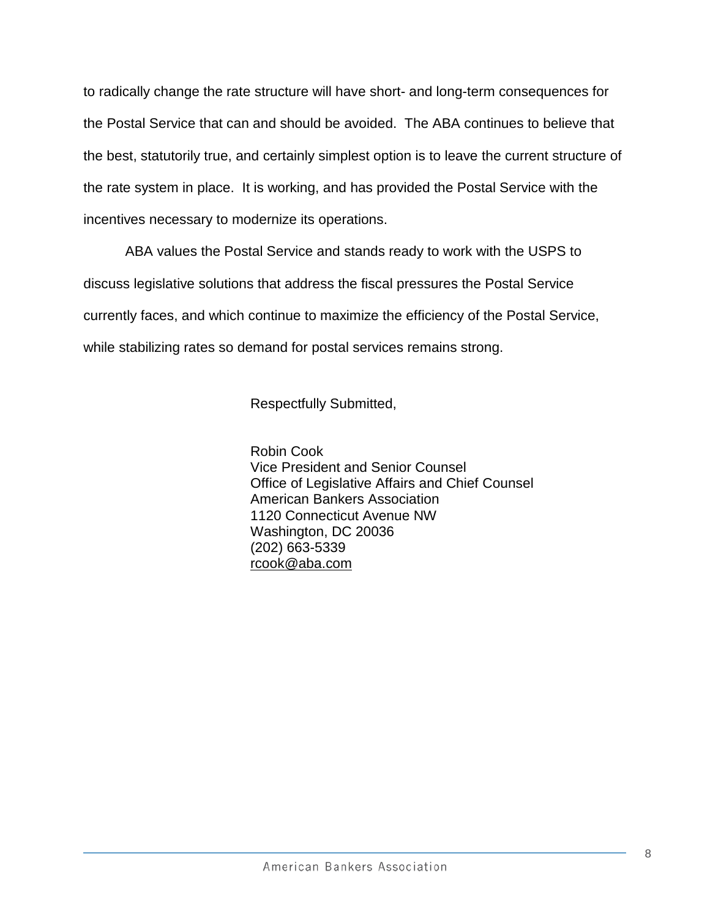to radically change the rate structure will have short- and long-term consequences for the Postal Service that can and should be avoided. The ABA continues to believe that the best, statutorily true, and certainly simplest option is to leave the current structure of the rate system in place. It is working, and has provided the Postal Service with the incentives necessary to modernize its operations.

ABA values the Postal Service and stands ready to work with the USPS to discuss legislative solutions that address the fiscal pressures the Postal Service currently faces, and which continue to maximize the efficiency of the Postal Service, while stabilizing rates so demand for postal services remains strong.

Respectfully Submitted,

Robin Cook  
Vice President and Senior Counsel  
Office of Legislative Affairs and Chief Counsel  
American Bankers Association  
1120 Connecticut Avenue NW  
Washington, DC 20036  
(202) 663-5339  
rcook@aba.com